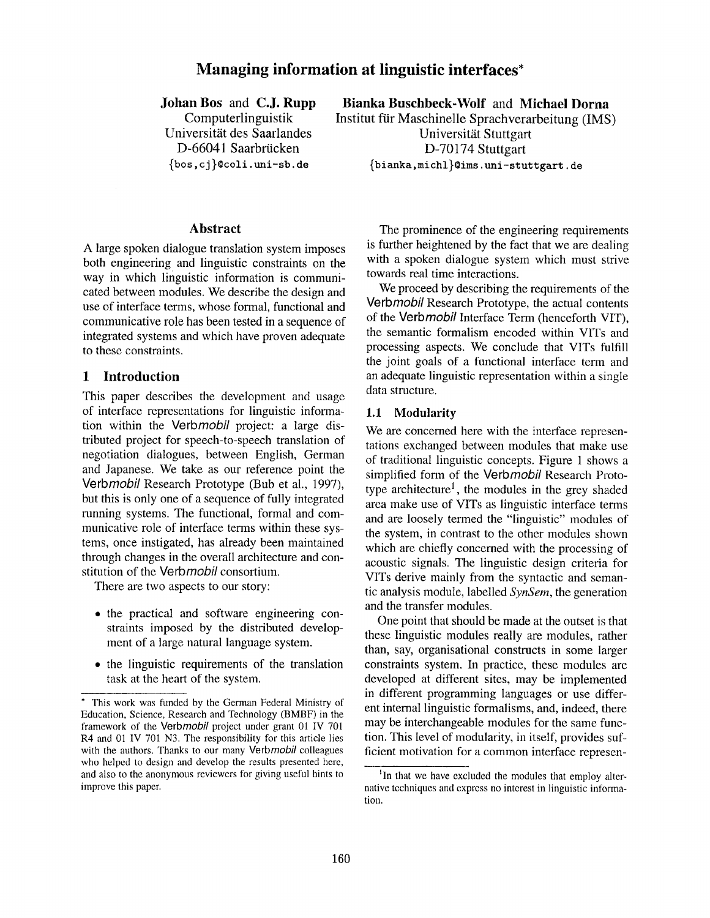# Managing information at linguistic interfaces*

**Johan Bos** and **C.J. Rupp**
Computerlinguistik
Universität des Saarlandes
D-66041 Saarbrücken
{bos,cj}@coli.uni-sb.de

**Bianka Buschbeck-Wolf** and **Michael Dorna**
Institut für Maschinelle Sprachverarbeitung (IMS)
Universität Stuttgart
D-70174 Stuttgart
{bianka,michl}@ims.uni-stuttgart.de

## Abstract

A large spoken dialogue translation system imposes both engineering and linguistic constraints on the way in which linguistic information is communicated between modules. We describe the design and use of interface terms, whose formal, functional and communicative role has been tested in a sequence of integrated systems and which have proven adequate to these constraints.

## 1 Introduction

This paper describes the development and usage of interface representations for linguistic information within the Verb*mobil* project: a large distributed project for speech-to-speech translation of negotiation dialogues, between English, German and Japanese. We take as our reference point the Verb*mobil* Research Prototype (Bub et al., 1997), but this is only one of a sequence of fully integrated running systems. The functional, formal and communicative role of interface terms within these systems, once instigated, has already been maintained through changes in the overall architecture and constitution of the Verb*mobil* consortium.

There are two aspects to our story:

- the practical and software engineering constraints imposed by the distributed development of a large natural language system.
- the linguistic requirements of the translation task at the heart of the system.

The prominence of the engineering requirements is further heightened by the fact that we are dealing with a spoken dialogue system which must strive towards real time interactions.

We proceed by describing the requirements of the Verb*mobil* Research Prototype, the actual contents of the Verb*mobil* Interface Term (henceforth VIT), the semantic formalism encoded within VITs and processing aspects. We conclude that VITs fulfill the joint goals of a functional interface term and an adequate linguistic representation within a single data structure.

### 1.1 Modularity

We are concerned here with the interface representations exchanged between modules that make use of traditional linguistic concepts. Figure 1 shows a simplified form of the Verb*mobil* Research Prototype architecture[1], the modules in the grey shaded area make use of VITs as linguistic interface terms and are loosely termed the "linguistic" modules of the system, in contrast to the other modules shown which are chiefly concerned with the processing of acoustic signals. The linguistic design criteria for VITs derive mainly from the syntactic and semantic analysis module, labelled *SynSem*, the generation and the transfer modules.

One point that should be made at the outset is that these linguistic modules really are modules, rather than, say, organisational constructs in some larger constraints system. In practice, these modules are developed at different sites, may be implemented in different programming languages or use different internal linguistic formalisms, and, indeed, there may be interchangeable modules for the same function. This level of modularity, in itself, provides sufficient motivation for a common interface represen-

---

* This work was funded by the German Federal Ministry of Education, Science, Research and Technology (BMBF) in the framework of the Verb*mobil* project under grant 01 IV 701 R4 and 01 IV 701 N3. The responsibility for this article lies with the authors. Thanks to our many Verb*mobil* colleagues who helped to design and develop the results presented here, and also to the anonymous reviewers for giving useful hints to improve this paper.

[1] In that we have excluded the modules that employ alternative techniques and express no interest in linguistic information.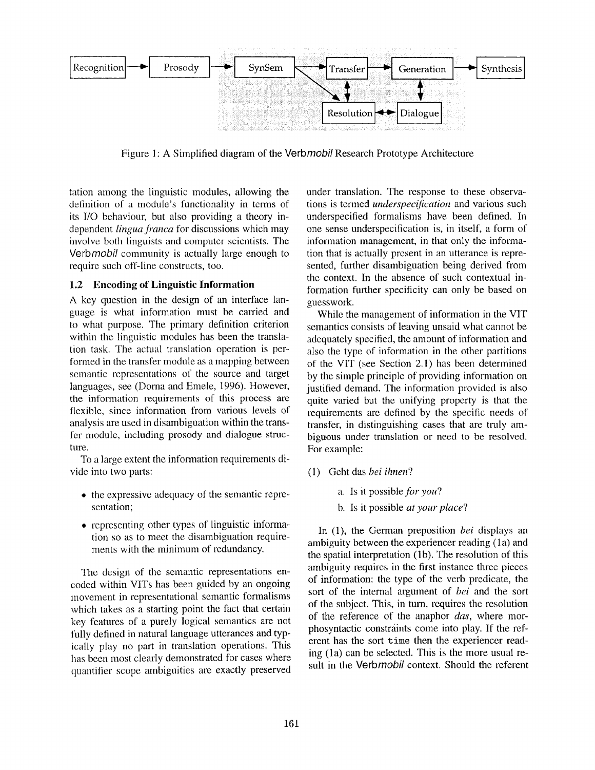Recognition → Prosody → SynSem → Transfer → Generation → Synthesis

Resolution ↔ Dialogue

Figure 1: A Simplified diagram of the *Verbmobil* Research Prototype Architecture

tation among the linguistic modules, allowing the definition of a module's functionality in terms of its I/O behaviour, but also providing a theory independent *lingua franca* for discussions which may involve both linguists and computer scientists. The *Verbmobil* community is actually large enough to require such off-line constructs, too.

### 1.2 Encoding of Linguistic Information

A key question in the design of an interface language is what information must be carried and to what purpose. The primary definition criterion within the linguistic modules has been the translation task. The actual translation operation is performed in the transfer module as a mapping between semantic representations of the source and target languages, see (Dorna and Emele, 1996). However, the information requirements of this process are flexible, since information from various levels of analysis are used in disambiguation within the transfer module, including prosody and dialogue structure.

To a large extent the information requirements divide into two parts:

- the expressive adequacy of the semantic representation;
- representing other types of linguistic information so as to meet the disambiguation requirements with the minimum of redundancy.

The design of the semantic representations encoded within VITs has been guided by an ongoing movement in representational semantic formalisms which takes as a starting point the fact that certain key features of a purely logical semantics are not fully defined in natural language utterances and typically play no part in translation operations. This has been most clearly demonstrated for cases where quantifier scope ambiguities are exactly preserved under translation. The response to these observations is termed *underspecification* and various such underspecified formalisms have been defined. In one sense underspecification is, in itself, a form of information management, in that only the information that is actually present in an utterance is represented, further disambiguation being derived from the context. In the absence of such contextual information further specificity can only be based on guesswork.

While the management of information in the VIT semantics consists of leaving unsaid what cannot be adequately specified, the amount of information and also the type of information in the other partitions of the VIT (see Section 2.1) has been determined by the simple principle of providing information on justified demand. The information provided is also quite varied but the unifying property is that the requirements are defined by the specific needs of transfer, in distinguishing cases that are truly ambiguous under translation or need to be resolved. For example:

(1) Geht das *bei ihnen*?

a. Is it possible *for you*?

b. Is it possible *at your place*?

In (1), the German preposition *bei* displays an ambiguity between the experiencer reading (1a) and the spatial interpretation (1b). The resolution of this ambiguity requires in the first instance three pieces of information: the type of the verb predicate, the sort of the internal argument of *bei* and the sort of the subject. This, in turn, requires the resolution of the reference of the anaphor *das*, where morphosyntactic constraints come into play. If the referent has the sort `time` then the experiencer reading (1a) can be selected. This is the more usual result in the *Verbmobil* context. Should the referent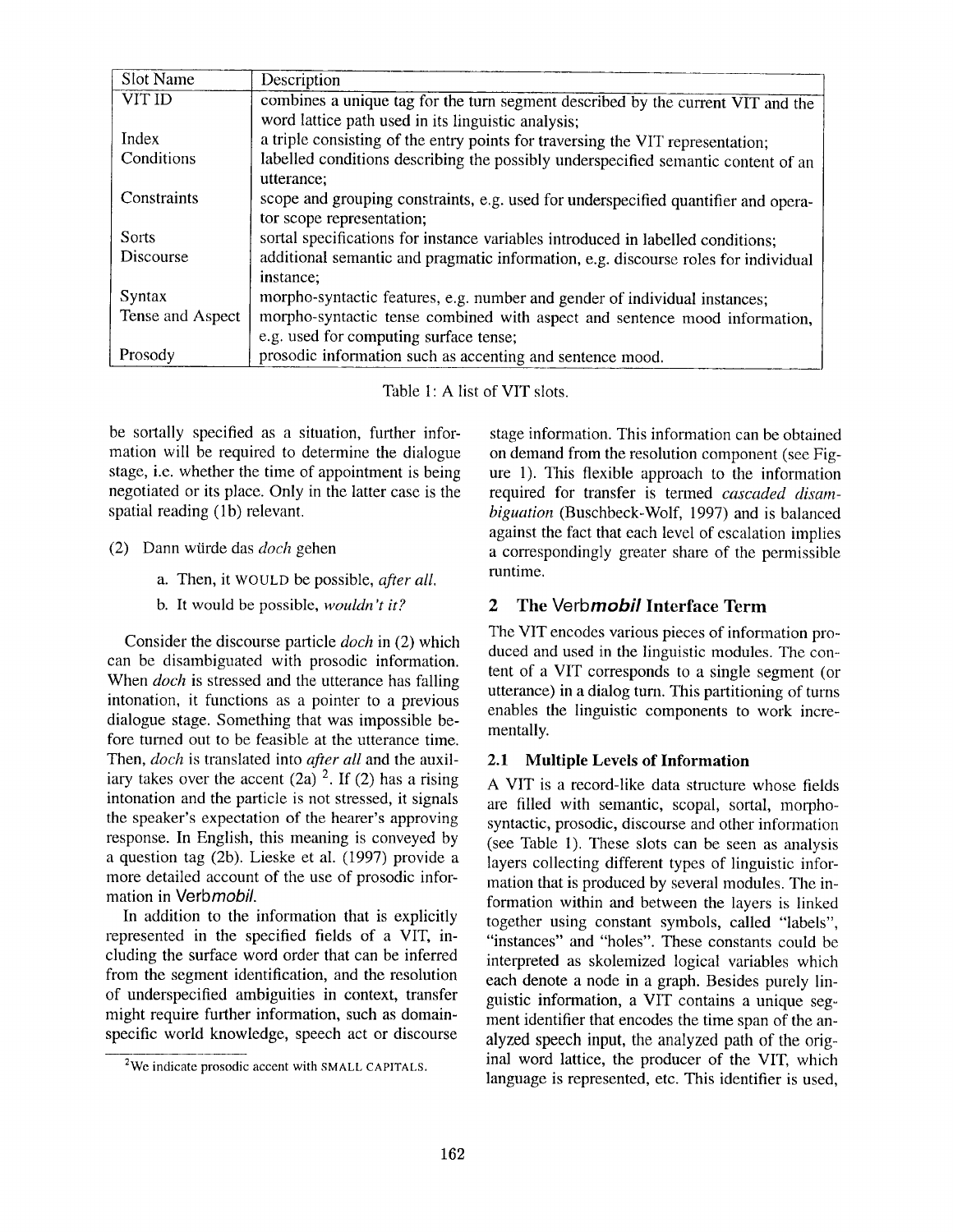| Slot Name | Description |
|---|---|
| VIT ID | combines a unique tag for the turn segment described by the current VIT and the word lattice path used in its linguistic analysis; |
| Index | a triple consisting of the entry points for traversing the VIT representation; |
| Conditions | labelled conditions describing the possibly underspecified semantic content of an utterance; |
| Constraints | scope and grouping constraints, e.g. used for underspecified quantifier and operator scope representation; |
| Sorts | sortal specifications for instance variables introduced in labelled conditions; |
| Discourse | additional semantic and pragmatic information, e.g. discourse roles for individual instance; |
| Syntax | morpho-syntactic features, e.g. number and gender of individual instances; |
| Tense and Aspect | morpho-syntactic tense combined with aspect and sentence mood information, e.g. used for computing surface tense; |
| Prosody | prosodic information such as accenting and sentence mood. |

Table 1: A list of VIT slots.

be sortally specified as a situation, further information will be required to determine the dialogue stage, i.e. whether the time of appointment is being negotiated or its place. Only in the latter case is the spatial reading (1b) relevant.

(2) Dann würde das *doch* gehen

a. Then, it WOULD be possible, *after all*.

b. It would be possible, *wouldn't it?*

Consider the discourse particle *doch* in (2) which can be disambiguated with prosodic information. When *doch* is stressed and the utterance has falling intonation, it functions as a pointer to a previous dialogue stage. Something that was impossible before turned out to be feasible at the utterance time. Then, *doch* is translated into *after all* and the auxiliary takes over the accent (2a) [2]. If (2) has a rising intonation and the particle is not stressed, it signals the speaker's expectation of the hearer's approving response. In English, this meaning is conveyed by a question tag (2b). Lieske et al. (1997) provide a more detailed account of the use of prosodic information in Verb*mobil*.

In addition to the information that is explicitly represented in the specified fields of a VIT, including the surface word order that can be inferred from the segment identification, and the resolution of underspecified ambiguities in context, transfer might require further information, such as domain-specific world knowledge, speech act or discourse stage information. This information can be obtained on demand from the resolution component (see Figure 1). This flexible approach to the information required for transfer is termed *cascaded disambiguation* (Buschbeck-Wolf, 1997) and is balanced against the fact that each level of escalation implies a correspondingly greater share of the permissible runtime.

[2] We indicate prosodic accent with SMALL CAPITALS.

## 2 The Verb*mobil* Interface Term

The VIT encodes various pieces of information produced and used in the linguistic modules. The content of a VIT corresponds to a single segment (or utterance) in a dialog turn. This partitioning of turns enables the linguistic components to work incrementally.

### 2.1 Multiple Levels of Information

A VIT is a record-like data structure whose fields are filled with semantic, scopal, sortal, morpho-syntactic, prosodic, discourse and other information (see Table 1). These slots can be seen as analysis layers collecting different types of linguistic information that is produced by several modules. The information within and between the layers is linked together using constant symbols, called "labels", "instances" and "holes". These constants could be interpreted as skolemized logical variables which each denote a node in a graph. Besides purely linguistic information, a VIT contains a unique segment identifier that encodes the time span of the analyzed speech input, the analyzed path of the original word lattice, the producer of the VIT, which language is represented, etc. This identifier is used,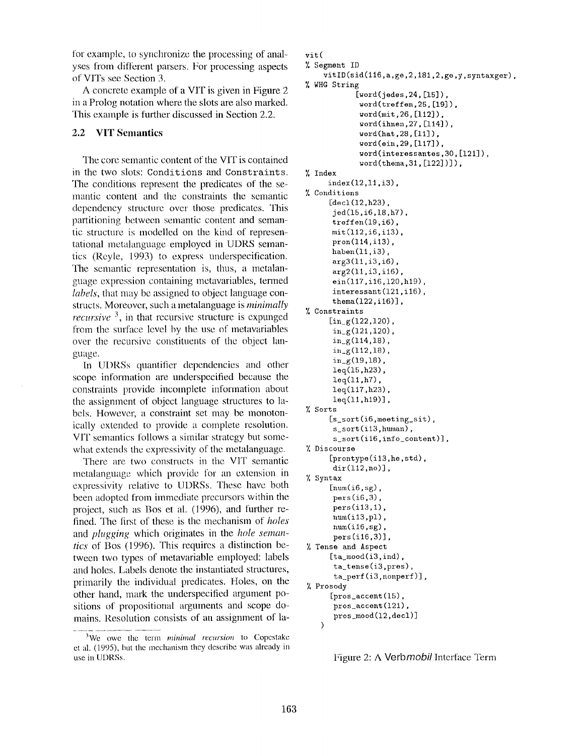for example, to synchronize the processing of analyses from different parsers. For processing aspects of VITs see Section 3.

A concrete example of a VIT is given in Figure 2 in a Prolog notation where the slots are also marked. This example is further discussed in Section 2.2.

### 2.2 VIT Semantics

The core semantic content of the VIT is contained in the two slots: `Conditions` and `Constraints`. The conditions represent the predicates of the semantic content and the constraints the semantic dependency structure over those predicates. This partitioning between semantic content and semantic structure is modelled on the kind of representational metalanguage employed in UDRS semantics (Reyle, 1993) to express underspecification. The semantic representation is, thus, a metalanguage expression containing metavariables, termed *labels*, that may be assigned to object language constructs. Moreover, such a metalanguage is *minimally recursive* [3], in that recursive structure is expunged from the surface level by the use of metavariables over the recursive constituents of the object language.

In UDRSs quantifier dependencies and other scope information are underspecified because the constraints provide incomplete information about the assignment of object language structures to labels. However, a constraint set may be monotonically extended to provide a complete resolution. VIT semantics follows a similar strategy but somewhat extends the expressivity of the metalanguage.

There are two constructs in the VIT semantic metalanguage which provide for an extension in expressivity relative to UDRSs. These have both been adopted from immediate precursors within the project, such as Bos et al. (1996), and further refined. The first of these is the mechanism of *holes* and *plugging* which originates in the *hole semantics* of Bos (1996). This requires a distinction between two types of metavariable employed: labels and holes. Labels denote the instantiated structures, primarily the individual predicates. Holes, on the other hand, mark the underspecified argument positions of propositional arguments and scope domains. Resolution consists of an assignment of la-

[3] We owe the term *minimal recursion* to Copestake et al. (1995), but the mechanism they describe was already in use in UDRSs.

```
vit(
% Segment ID
    vitID(sid(116,a,ge,2,181,2,ge,y,syntaxger),
% WHG String
          [word(jedes,24,[15]),
           word(treffen,25,[19]),
           word(mit,26,[112]),
           word(ihnen,27,[114]),
           word(hat,28,[11]),
           word(ein,29,[117]),
           word(interessantes,30,[121]),
           word(thema,31,[122])]),
% Index
    index(12,11,i3),
% Conditions
    [decl(12,h23),
     jed(15,i6,18,h7),
     treffen(19,i6),
     mit(112,i6,i13),
     pron(114,i13),
     haben(11,i3),
     arg3(11,i3,i6),
     arg2(11,i3,i16),
     ein(117,i16,120,h19),
     interessant(121,i16),
     thema(122,i16)],
% Constraints
    [in_g(122,120),
     in_g(121,120),
     in_g(114,18),
     in_g(112,18),
     in_g(19,18),
     leq(15,h23),
     leq(11,h7),
     leq(117,h23),
     leq(11,h19)],
% Sorts
    [s_sort(i6,meeting_sit),
     s_sort(i13,human),
     s_sort(i16,info_content)],
% Discourse
    [prontype(i13,he,std),
     dir(112,no)],
% Syntax
    [num(i6,sg),
     pers(i6,3),
     pers(i13,1),
     num(i13,pl),
     num(i16,sg),
     pers(i16,3)],
% Tense and Aspect
    [ta_mood(i3,ind),
     ta_tense(i3,pres),
     ta_perf(i3,nonperf)],
% Prosody
    [pros_accent(15),
     pros_accent(121),
     pros_mood(12,decl)]
  )
```

Figure 2: A Verb*mobil* Interface Term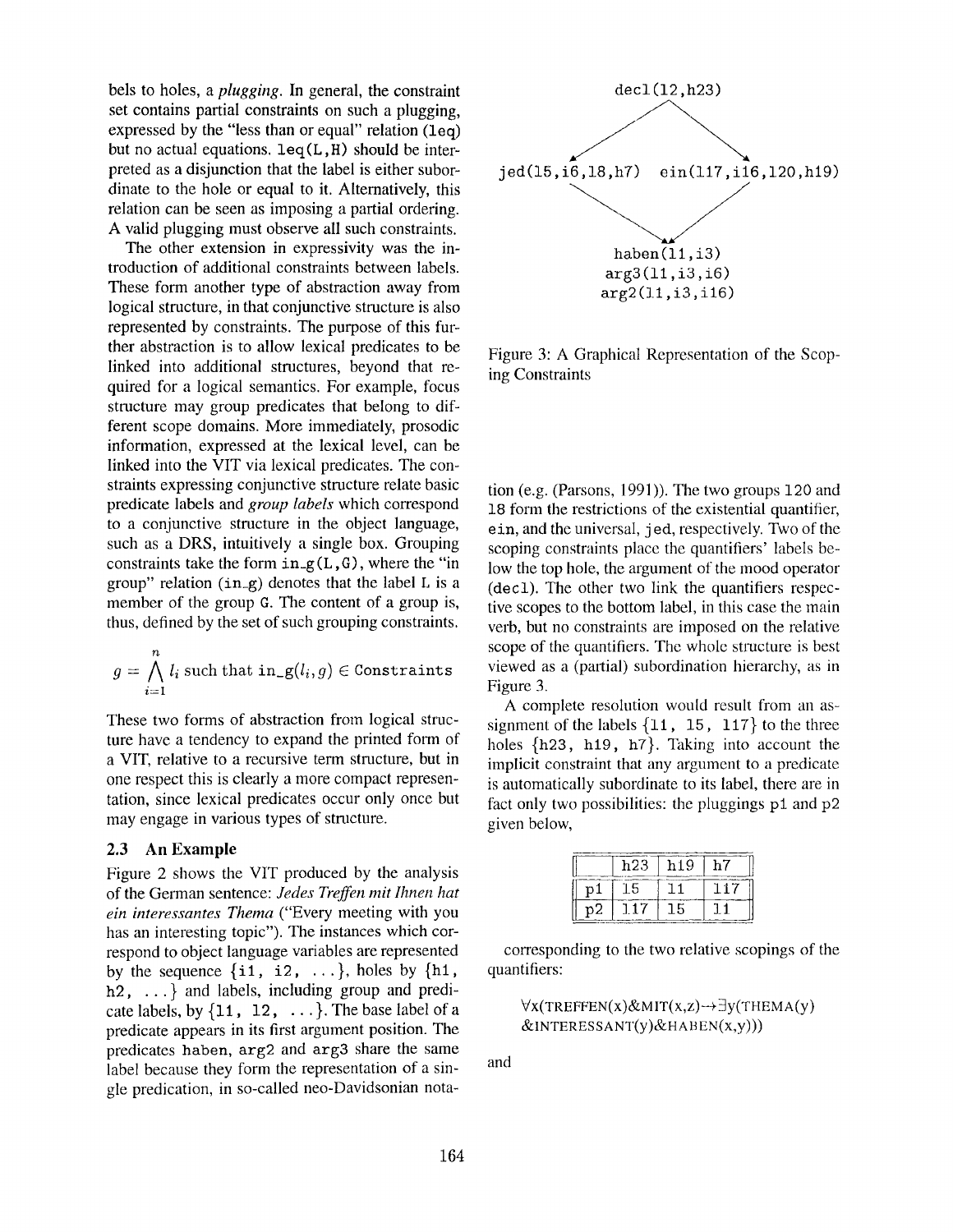bels to holes, a *plugging*. In general, the constraint set contains partial constraints on such a plugging, expressed by the "less than or equal" relation (`leq`) but no actual equations. `leq(L,H)` should be interpreted as a disjunction that the label is either subordinate to the hole or equal to it. Alternatively, this relation can be seen as imposing a partial ordering. A valid plugging must observe all such constraints.

The other extension in expressivity was the introduction of additional constraints between labels. These form another type of abstraction away from logical structure, in that conjunctive structure is also represented by constraints. The purpose of this further abstraction is to allow lexical predicates to be linked into additional structures, beyond that required for a logical semantics. For example, focus structure may group predicates that belong to different scope domains. More immediately, prosodic information, expressed at the lexical level, can be linked into the VIT via lexical predicates. The constraints expressing conjunctive structure relate basic predicate labels and *group labels* which correspond to a conjunctive structure in the object language, such as a DRS, intuitively a single box. Grouping constraints take the form `in_g(L,G)`, where the "in group" relation (`in_g`) denotes that the label `L` is a member of the group `G`. The content of a group is, thus, defined by the set of such grouping constraints.

$$g = \bigwedge_{i=1}^{n} l_i \text{ such that } \texttt{in\_g}(l_i, g) \in \texttt{Constraints}$$

These two forms of abstraction from logical structure have a tendency to expand the printed form of a VIT, relative to a recursive term structure, but in one respect this is clearly a more compact representation, since lexical predicates occur only once but may engage in various types of structure.

## 2.3 An Example

Figure 2 shows the VIT produced by the analysis of the German sentence: *Jedes Treffen mit Ihnen hat ein interessantes Thema* ("Every meeting with you has an interesting topic"). The instances which correspond to object language variables are represented by the sequence {`i1, i2, ...`}, holes by {`h1, h2, ...`} and labels, including group and predicate labels, by {`l1, l2, ...`}. The base label of a predicate appears in its first argument position. The predicates `haben`, `arg2` and `arg3` share the same label because they form the representation of a single predication, in so-called neo-Davidsonian notation (e.g. (Parsons, 1991)). The two groups `l20` and `l8` form the restrictions of the existential quantifier, `ein`, and the universal, `jed`, respectively. Two of the scoping constraints place the quantifiers' labels below the top hole, the argument of the mood operator (`decl`). The other two link the quantifiers respective scopes to the bottom label, in this case the main verb, but no constraints are imposed on the relative scope of the quantifiers. The whole structure is best viewed as a (partial) subordination hierarchy, as in Figure 3.

```
                 decl(l2,h23)
                /            \
jed(l5,i6,l8,h7)    ein(l17,i16,l20,h19)
                \            /
                  haben(l1,i3)
                  arg3(l1,i3,i6)
                  arg2(l1,i3,i16)
```

Figure 3: A Graphical Representation of the Scoping Constraints

A complete resolution would result from an assignment of the labels {`l1, l5, l17`} to the three holes {`h23, h19, h7`}. Taking into account the implicit constraint that any argument to a predicate is automatically subordinate to its label, there are in fact only two possibilities: the pluggings `p1` and `p2` given below,

| | h23 | h19 | h7 |
|---|---|---|---|
| p1 | l5 | l1 | l17 |
| p2 | l17 | l5 | l1 |

corresponding to the two relative scopings of the quantifiers:

$\forall$x(TREFFEN(x)&MIT(x,z)$\rightarrow\exists$y(THEMA(y) &INTERESSANT(y)&HABEN(x,y)))

and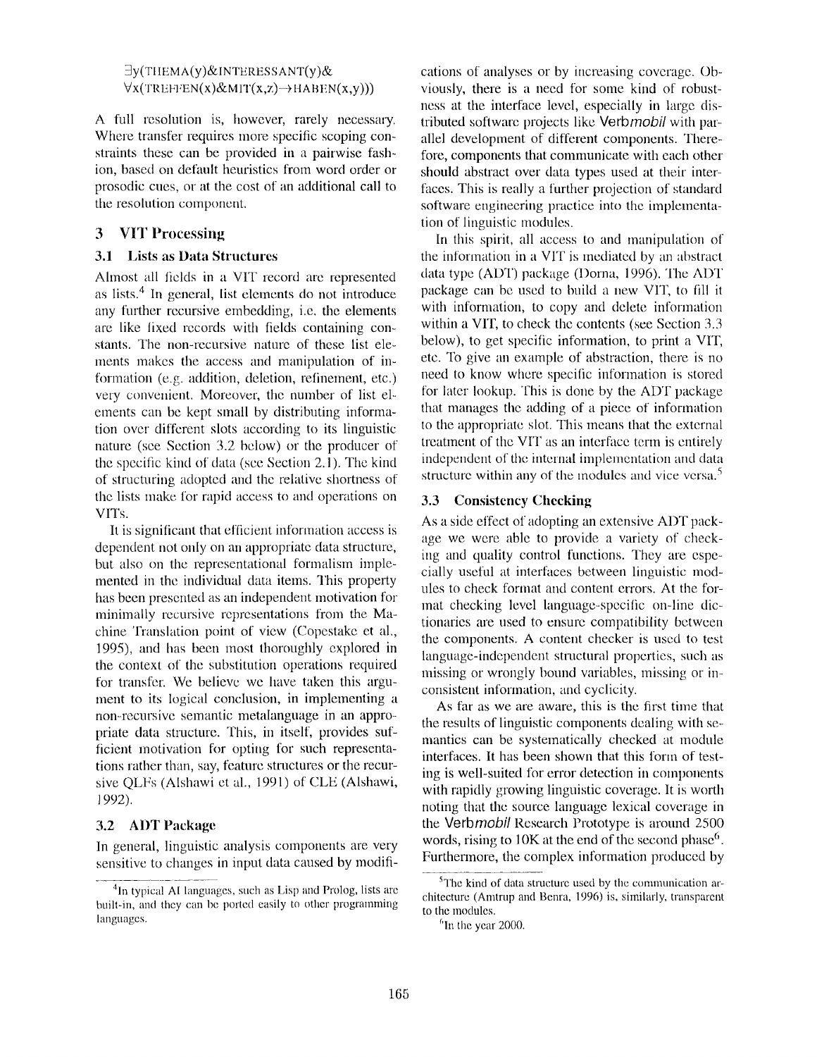$$\exists y(\text{THEMA}(y)\&\text{INTERESSANT}(y)\&$$
$$\forall x(\text{TREFFEN}(x)\&\text{MIT}(x,z)\rightarrow\text{HABEN}(x,y)))$$

A full resolution is, however, rarely necessary. Where transfer requires more specific scoping constraints these can be provided in a pairwise fashion, based on default heuristics from word order or prosodic cues, or at the cost of an additional call to the resolution component.

## 3 VIT Processing

### 3.1 Lists as Data Structures

Almost all fields in a VIT record are represented as lists.[4] In general, list elements do not introduce any further recursive embedding, i.e. the elements are like fixed records with fields containing constants. The non-recursive nature of these list elements makes the access and manipulation of information (e.g. addition, deletion, refinement, etc.) very convenient. Moreover, the number of list elements can be kept small by distributing information over different slots according to its linguistic nature (see Section 3.2 below) or the producer of the specific kind of data (see Section 2.1). The kind of structuring adopted and the relative shortness of the lists make for rapid access to and operations on VITs.

It is significant that efficient information access is dependent not only on an appropriate data structure, but also on the representational formalism implemented in the individual data items. This property has been presented as an independent motivation for minimally recursive representations from the Machine Translation point of view (Copestake et al., 1995), and has been most thoroughly explored in the context of the substitution operations required for transfer. We believe we have taken this argument to its logical conclusion, in implementing a non-recursive semantic metalanguage in an appropriate data structure. This, in itself, provides sufficient motivation for opting for such representations rather than, say, feature structures or the recursive QLFs (Alshawi et al., 1991) of CLE (Alshawi, 1992).

### 3.2 ADT Package

In general, linguistic analysis components are very sensitive to changes in input data caused by modifications of analyses or by increasing coverage. Obviously, there is a need for some kind of robustness at the interface level, especially in large distributed software projects like Verb*mobil* with parallel development of different components. Therefore, components that communicate with each other should abstract over data types used at their interfaces. This is really a further projection of standard software engineering practice into the implementation of linguistic modules.

In this spirit, all access to and manipulation of the information in a VIT is mediated by an abstract data type (ADT) package (Dorna, 1996). The ADT package can be used to build a new VIT, to fill it with information, to copy and delete information within a VIT, to check the contents (see Section 3.3 below), to get specific information, to print a VIT, etc. To give an example of abstraction, there is no need to know where specific information is stored for later lookup. This is done by the ADT package that manages the adding of a piece of information to the appropriate slot. This means that the external treatment of the VIT as an interface term is entirely independent of the internal implementation and data structure within any of the modules and vice versa.[5]

### 3.3 Consistency Checking

As a side effect of adopting an extensive ADT package we were able to provide a variety of checking and quality control functions. They are especially useful at interfaces between linguistic modules to check format and content errors. At the format checking level language-specific on-line dictionaries are used to ensure compatibility between the components. A content checker is used to test language-independent structural properties, such as missing or wrongly bound variables, missing or inconsistent information, and cyclicity.

As far as we are aware, this is the first time that the results of linguistic components dealing with semantics can be systematically checked at module interfaces. It has been shown that this form of testing is well-suited for error detection in components with rapidly growing linguistic coverage. It is worth noting that the source language lexical coverage in the Verb*mobil* Research Prototype is around 2500 words, rising to 10K at the end of the second phase[6]. Furthermore, the complex information produced by

[4] In typical AI languages, such as Lisp and Prolog, lists are built-in, and they can be ported easily to other programming languages.

[5] The kind of data structure used by the communication architecture (Amtrup and Benra, 1996) is, similarly, transparent to the modules.

[6] In the year 2000.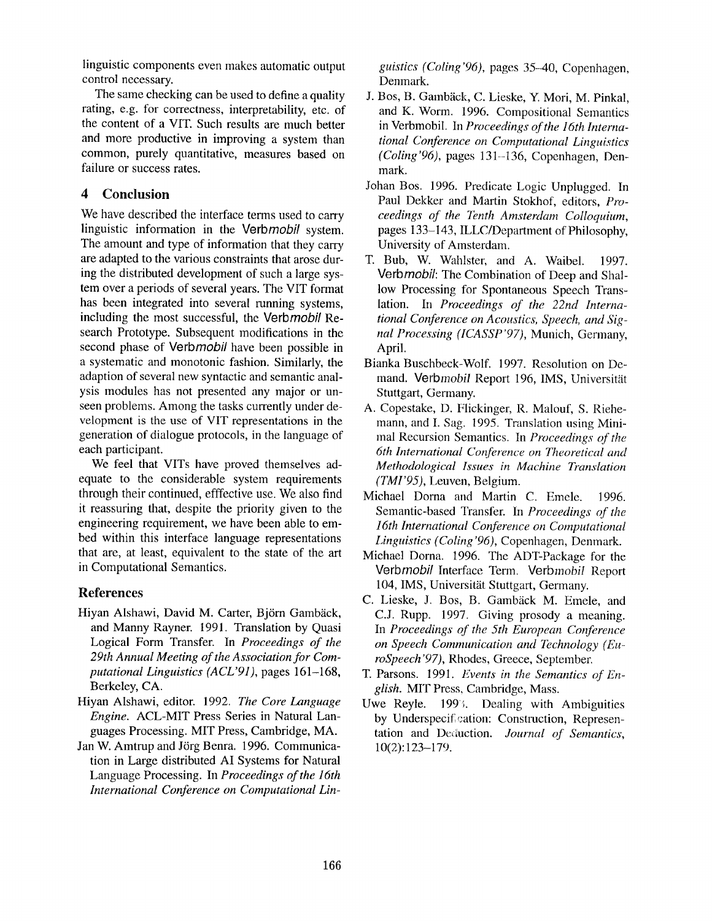linguistic components even makes automatic output control necessary.

The same checking can be used to define a quality rating, e.g. for correctness, interpretability, etc. of the content of a VIT. Such results are much better and more productive in improving a system than common, purely quantitative, measures based on failure or success rates.

## 4 Conclusion

We have described the interface terms used to carry linguistic information in the Verb*mobil* system. The amount and type of information that they carry are adapted to the various constraints that arose during the distributed development of such a large system over a periods of several years. The VIT format has been integrated into several running systems, including the most successful, the Verb*mobil* Research Prototype. Subsequent modifications in the second phase of Verb*mobil* have been possible in a systematic and monotonic fashion. Similarly, the adaption of several new syntactic and semantic analysis modules has not presented any major or unseen problems. Among the tasks currently under development is the use of VIT representations in the generation of dialogue protocols, in the language of each participant.

We feel that VITs have proved themselves adequate to the considerable system requirements through their continued, efffective use. We also find it reassuring that, despite the priority given to the engineering requirement, we have been able to embed within this interface language representations that are, at least, equivalent to the state of the art in Computational Semantics.

## References

Hiyan Alshawi, David M. Carter, Björn Gambäck, and Manny Rayner. 1991. Translation by Quasi Logical Form Transfer. In *Proceedings of the 29th Annual Meeting of the Association for Computational Linguistics (ACL'91)*, pages 161–168, Berkeley, CA.

Hiyan Alshawi, editor. 1992. *The Core Language Engine*. ACL-MIT Press Series in Natural Languages Processing. MIT Press, Cambridge, MA.

Jan W. Amtrup and Jörg Benra. 1996. Communication in Large distributed AI Systems for Natural Language Processing. In *Proceedings of the 16th International Conference on Computational Linguistics (Coling'96)*, pages 35–40, Copenhagen, Denmark.

J. Bos, B. Gambäck, C. Lieske, Y. Mori, M. Pinkal, and K. Worm. 1996. Compositional Semantics in Verbmobil. In *Proceedings of the 16th International Conference on Computational Linguistics (Coling'96)*, pages 131–136, Copenhagen, Denmark.

Johan Bos. 1996. Predicate Logic Unplugged. In Paul Dekker and Martin Stokhof, editors, *Proceedings of the Tenth Amsterdam Colloquium*, pages 133–143, ILLC/Department of Philosophy, University of Amsterdam.

T. Bub, W. Wahlster, and A. Waibel. 1997. Verb*mobil*: The Combination of Deep and Shallow Processing for Spontaneous Speech Translation. In *Proceedings of the 22nd International Conference on Acoustics, Speech, and Signal Processing (ICASSP'97)*, Munich, Germany, April.

Bianka Buschbeck-Wolf. 1997. Resolution on Demand. Verb*mobil* Report 196, IMS, Universität Stuttgart, Germany.

A. Copestake, D. Flickinger, R. Malouf, S. Riehemann, and I. Sag. 1995. Translation using Minimal Recursion Semantics. In *Proceedings of the 6th International Conference on Theoretical and Methodological Issues in Machine Translation (TMI'95)*, Leuven, Belgium.

Michael Dorna and Martin C. Emele. 1996. Semantic-based Transfer. In *Proceedings of the 16th International Conference on Computational Linguistics (Coling'96)*, Copenhagen, Denmark.

Michael Dorna. 1996. The ADT-Package for the Verb*mobil* Interface Term. Verb*mobil* Report 104, IMS, Universität Stuttgart, Germany.

C. Lieske, J. Bos, B. Gambäck M. Emele, and C.J. Rupp. 1997. Giving prosody a meaning. In *Proceedings of the 5th European Conference on Speech Communication and Technology (EuroSpeech'97)*, Rhodes, Greece, September.

T. Parsons. 1991. *Events in the Semantics of English*. MIT Press, Cambridge, Mass.

Uwe Reyle. 1993. Dealing with Ambiguities by Underspecification: Construction, Representation and Deduction. *Journal of Semantics*, 10(2):123–179.